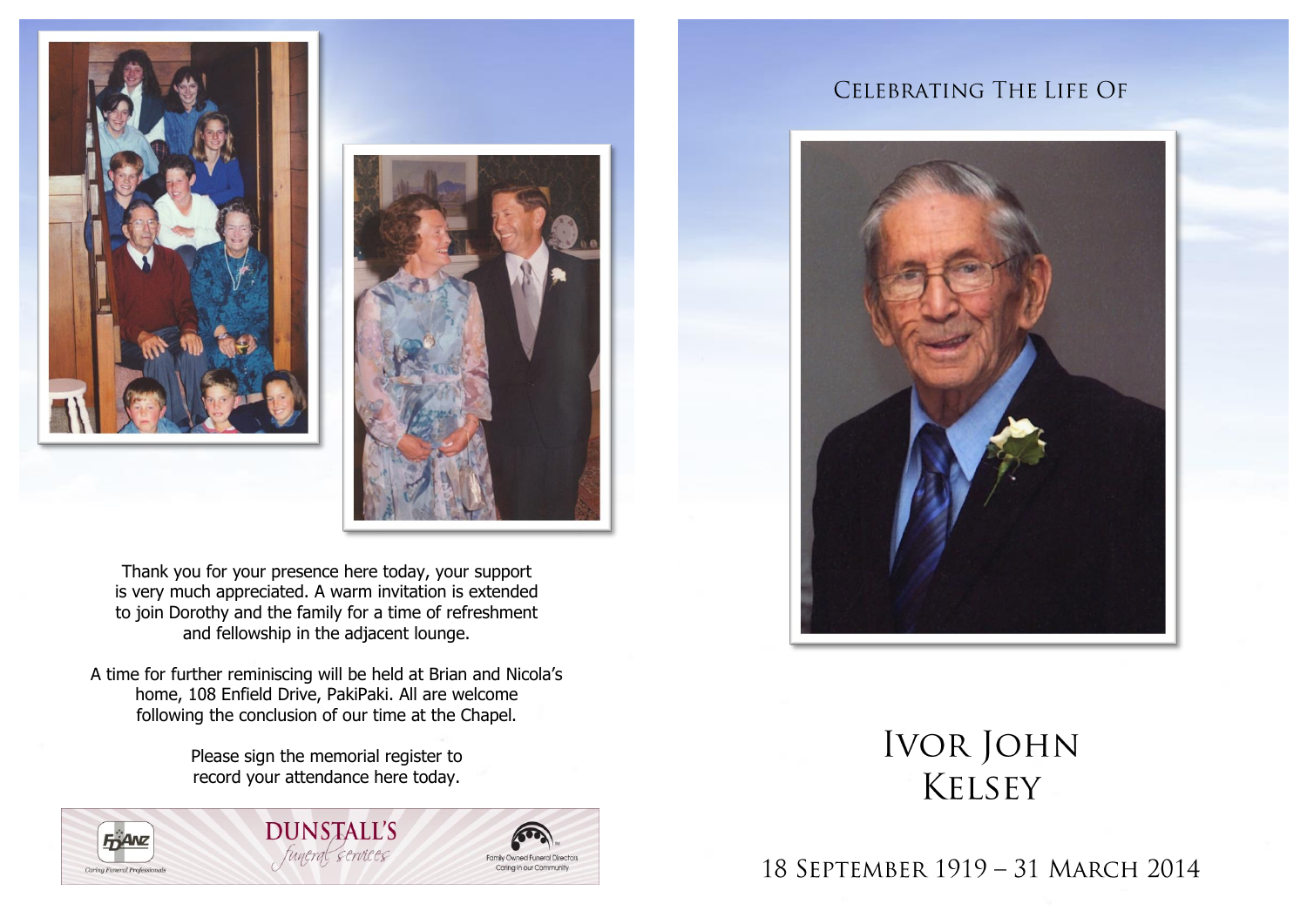Thank you for your presence here today, your support is very much appreciated. A warm invitation is extended to join Dorothy and the family for a time of refreshment and fellowship in the adjacent lounge.

A time for further reminiscing will be held at Brian and Nicola's home, 108 Enfield Drive, PakiPaki. All are welcome following the conclusion of our time at the Chapel.

Please sign the memorial register to record your attendance here today.

FDANZ Caring Funeral Professionals

DUNSTALL'S funeral services

Family Owned Funeral Directors Caring in our Community

Celebrating The Life Of

# Ivor John Kelsey

18 September 1919 – 31 March 2014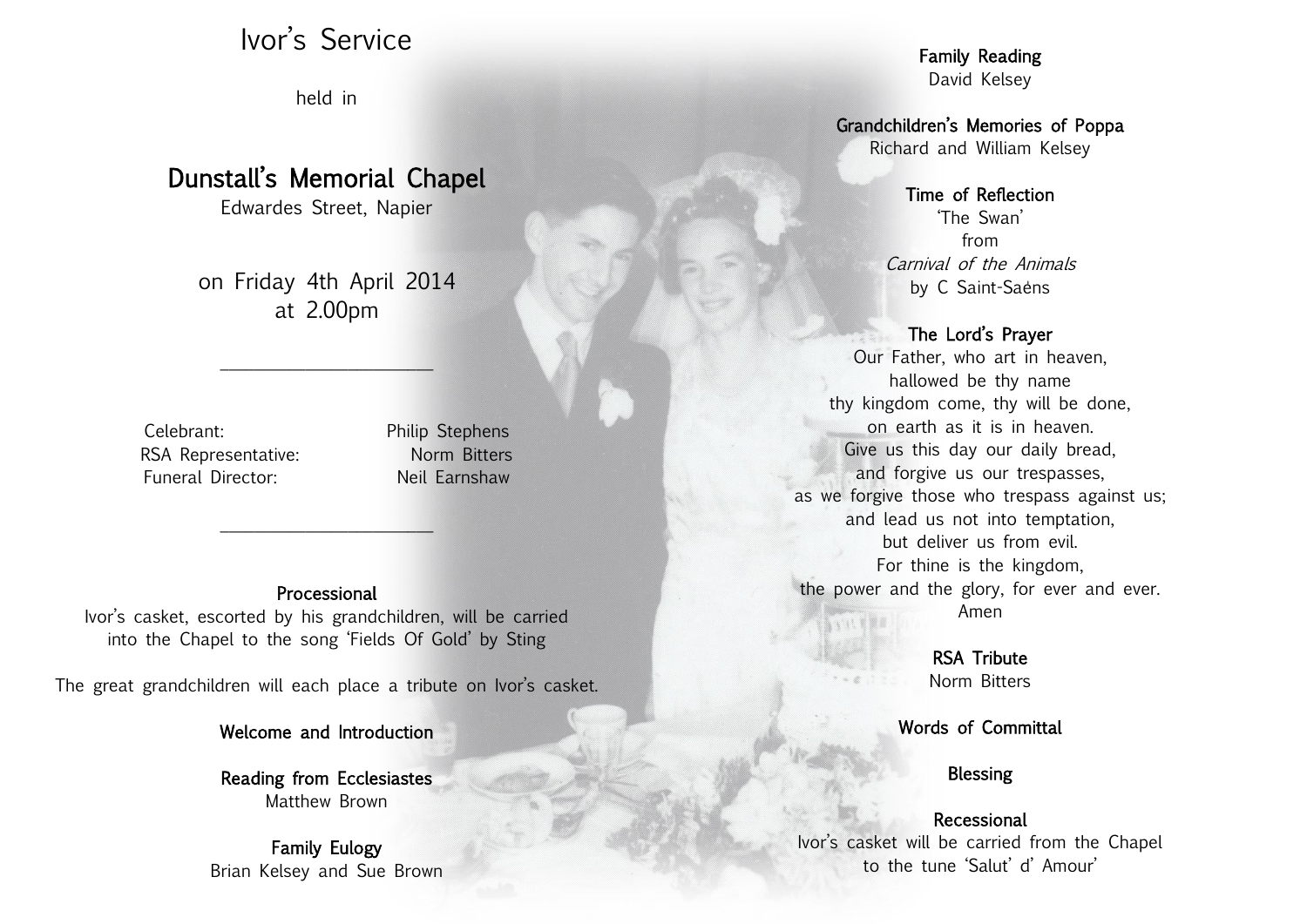# Ivor's Service

held in

## Dunstall's Memorial Chapel

Edwardes Street, Napier

on Friday 4th April 2014
at 2.00pm

---

| | |
|---|---|
| Celebrant: | Philip Stephens |
| RSA Representative: | Norm Bitters |
| Funeral Director: | Neil Earnshaw |

---

**Processional**

Ivor's casket, escorted by his grandchildren, will be carried into the Chapel to the song 'Fields Of Gold' by Sting

The great grandchildren will each place a tribute on Ivor's casket.

**Welcome and Introduction**

**Reading from Ecclesiastes**
Matthew Brown

**Family Eulogy**
Brian Kelsey and Sue Brown

**Family Reading**
David Kelsey

**Grandchildren's Memories of Poppa**
Richard and William Kelsey

**Time of Reflection**
'The Swan'
from
*Carnival of the Animals*
by C Saint-Saëns

**The Lord's Prayer**

Our Father, who art in heaven,
hallowed be thy name
thy kingdom come, thy will be done,
on earth as it is in heaven.
Give us this day our daily bread,
and forgive us our trespasses,
as we forgive those who trespass against us;
and lead us not into temptation,
but deliver us from evil.
For thine is the kingdom,
the power and the glory, for ever and ever.
Amen

**RSA Tribute**
Norm Bitters

**Words of Committal**

**Blessing**

**Recessional**

Ivor's casket will be carried from the Chapel to the tune 'Salut' d' Amour'